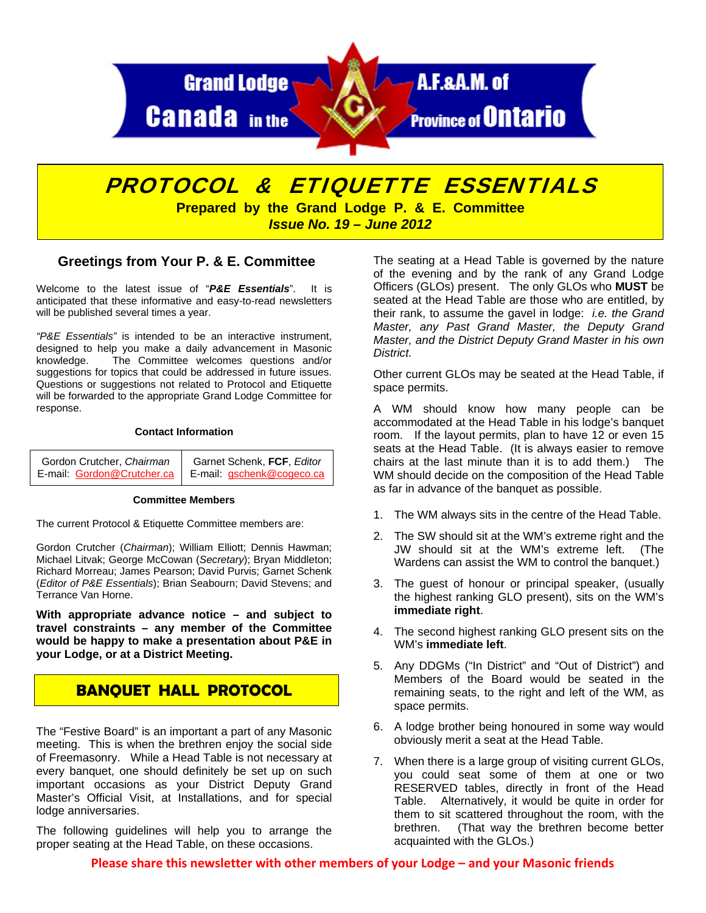Grand Lodge A.F.&A.M. of Canada in the Province of Ontario

# PROTOCOL & ETIQUETTE ESSENTIALS

**Prepared by the Grand Lodge P. & E. Committee**

***Issue No. 19 – June 2012***

## Greetings from Your P. & E. Committee

Welcome to the latest issue of "***P&E Essentials***". It is anticipated that these informative and easy-to-read newsletters will be published several times a year.

*"P&E Essentials"* is intended to be an interactive instrument, designed to help you make a daily advancement in Masonic knowledge. The Committee welcomes questions and/or suggestions for topics that could be addressed in future issues. Questions or suggestions not related to Protocol and Etiquette will be forwarded to the appropriate Grand Lodge Committee for response.

**Contact Information**

| Gordon Crutcher, *Chairman* | Garnet Schenk, **FCF**, *Editor* |
|---|---|
| E-mail: Gordon@Crutcher.ca | E-mail: gschenk@cogeco.ca |

**Committee Members**

The current Protocol & Etiquette Committee members are:

Gordon Crutcher (*Chairman*); William Elliott; Dennis Hawman; Michael Litvak; George McCowan (*Secretary*); Bryan Middleton; Richard Morreau; James Pearson; David Purvis; Garnet Schenk (*Editor of P&E Essentials*); Brian Seabourn; David Stevens; and Terrance Van Horne.

**With appropriate advance notice – and subject to travel constraints – any member of the Committee would be happy to make a presentation about P&E in your Lodge, or at a District Meeting.**

## BANQUET HALL PROTOCOL

The "Festive Board" is an important a part of any Masonic meeting. This is when the brethren enjoy the social side of Freemasonry. While a Head Table is not necessary at every banquet, one should definitely be set up on such important occasions as your District Deputy Grand Master's Official Visit, at Installations, and for special lodge anniversaries.

The following guidelines will help you to arrange the proper seating at the Head Table, on these occasions.

The seating at a Head Table is governed by the nature of the evening and by the rank of any Grand Lodge Officers (GLOs) present. The only GLOs who **MUST** be seated at the Head Table are those who are entitled, by their rank, to assume the gavel in lodge: *i.e. the Grand Master, any Past Grand Master, the Deputy Grand Master, and the District Deputy Grand Master in his own District.*

Other current GLOs may be seated at the Head Table, if space permits.

A WM should know how many people can be accommodated at the Head Table in his lodge's banquet room. If the layout permits, plan to have 12 or even 15 seats at the Head Table. (It is always easier to remove chairs at the last minute than it is to add them.) The WM should decide on the composition of the Head Table as far in advance of the banquet as possible.

1. The WM always sits in the centre of the Head Table.
2. The SW should sit at the WM's extreme right and the JW should sit at the WM's extreme left. (The Wardens can assist the WM to control the banquet.)
3. The guest of honour or principal speaker, (usually the highest ranking GLO present), sits on the WM's **immediate right**.
4. The second highest ranking GLO present sits on the WM's **immediate left**.
5. Any DDGMs ("In District" and "Out of District") and Members of the Board would be seated in the remaining seats, to the right and left of the WM, as space permits.
6. A lodge brother being honoured in some way would obviously merit a seat at the Head Table.
7. When there is a large group of visiting current GLOs, you could seat some of them at one or two RESERVED tables, directly in front of the Head Table. Alternatively, it would be quite in order for them to sit scattered throughout the room, with the brethren. (That way the brethren become better acquainted with the GLOs.)

**Please share this newsletter with other members of your Lodge – and your Masonic friends**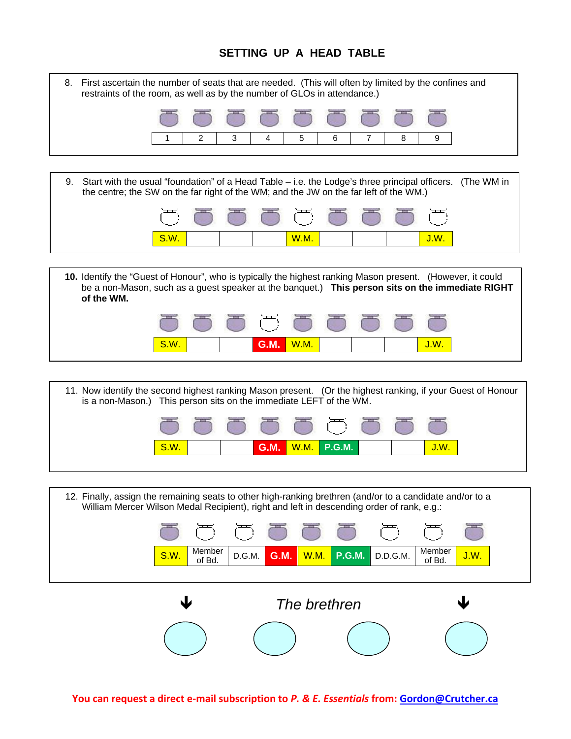## SETTING UP A HEAD TABLE

8. First ascertain the number of seats that are needed. (This will often by limited by the confines and restraints of the room, as well as by the number of GLOs in attendance.)

| | | | | | | | | |
|---|---|---|---|---|---|---|---|---|
| 1 | 2 | 3 | 4 | 5 | 6 | 7 | 8 | 9 |

9. Start with the usual "foundation" of a Head Table – i.e. the Lodge's three principal officers. (The WM in the centre; the SW on the far right of the WM; and the JW on the far left of the WM.)

| | | | | | | | | |
|---|---|---|---|---|---|---|---|---|
| S.W. | | | | W.M. | | | | J.W. |

**10.** Identify the "Guest of Honour", who is typically the highest ranking Mason present. (However, it could be a non-Mason, such as a guest speaker at the banquet.) **This person sits on the immediate RIGHT of the WM.**

| | | | | | | | | |
|---|---|---|---|---|---|---|---|---|
| S.W. | | | G.M. | W.M. | | | | J.W. |

11. Now identify the second highest ranking Mason present. (Or the highest ranking, if your Guest of Honour is a non-Mason.) This person sits on the immediate LEFT of the WM.

| | | | | | | | | |
|---|---|---|---|---|---|---|---|---|
| S.W. | | | G.M. | W.M. | P.G.M. | | | J.W. |

12. Finally, assign the remaining seats to other high-ranking brethren (and/or to a candidate and/or to a William Mercer Wilson Medal Recipient), right and left in descending order of rank, e.g.:

| | | | | | | | | |
|---|---|---|---|---|---|---|---|---|
| S.W. | Member of Bd. | D.G.M. | G.M. | W.M. | P.G.M. | D.D.G.M. | Member of Bd. | J.W. |

*The brethren*

**You can request a direct e-mail subscription to *P. & E. Essentials* from: Gordon@Crutcher.ca**